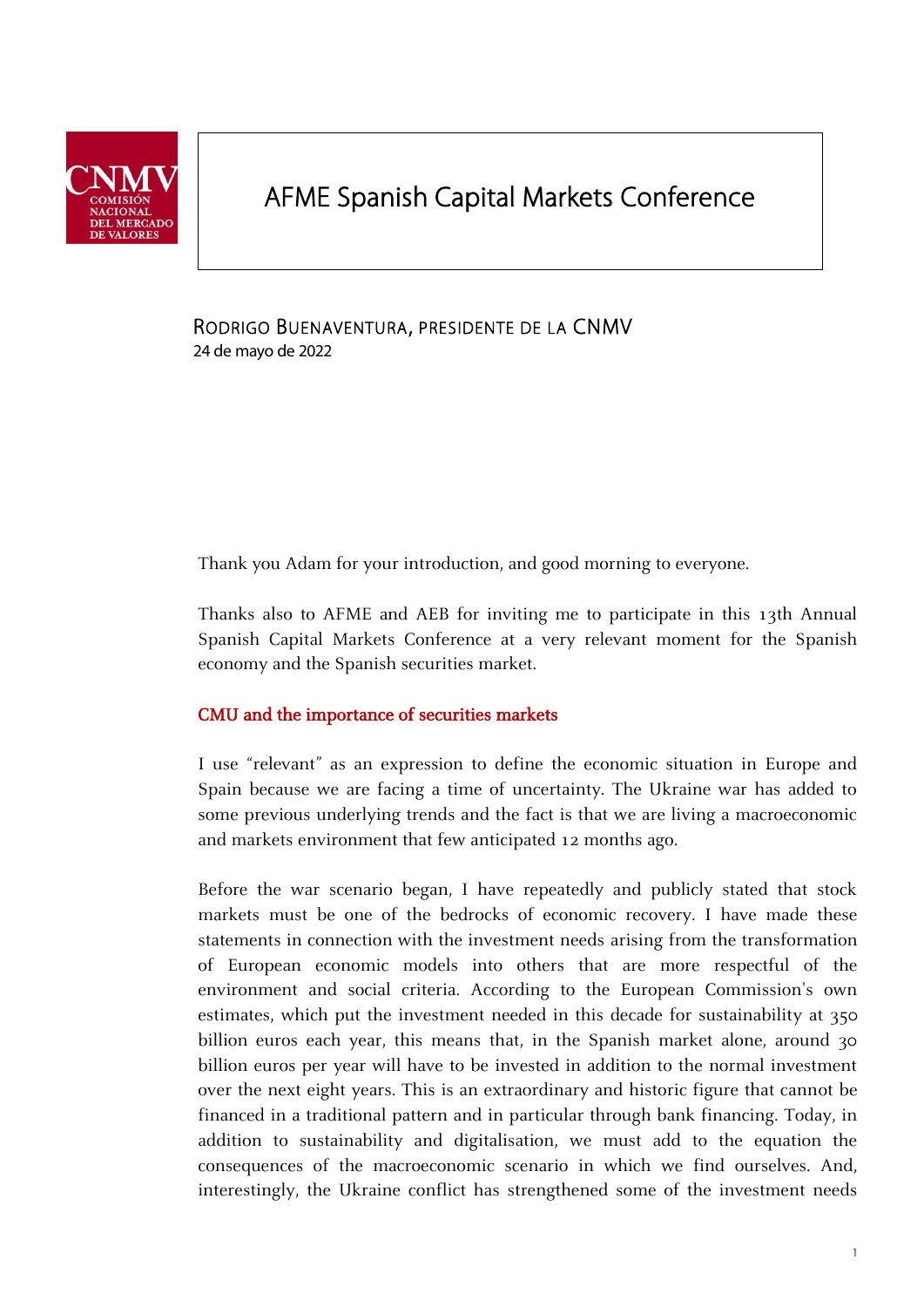# AFME Spanish Capital Markets Conference

RODRIGO BUENAVENTURA, PRESIDENTE DE LA CNMV
24 de mayo de 2022

Thank you Adam for your introduction, and good morning to everyone.

Thanks also to AFME and AEB for inviting me to participate in this 13th Annual Spanish Capital Markets Conference at a very relevant moment for the Spanish economy and the Spanish securities market.

## CMU and the importance of securities markets

I use "relevant" as an expression to define the economic situation in Europe and Spain because we are facing a time of uncertainty. The Ukraine war has added to some previous underlying trends and the fact is that we are living a macroeconomic and markets environment that few anticipated 12 months ago.

Before the war scenario began, I have repeatedly and publicly stated that stock markets must be one of the bedrocks of economic recovery. I have made these statements in connection with the investment needs arising from the transformation of European economic models into others that are more respectful of the environment and social criteria. According to the European Commission's own estimates, which put the investment needed in this decade for sustainability at 350 billion euros each year, this means that, in the Spanish market alone, around 30 billion euros per year will have to be invested in addition to the normal investment over the next eight years. This is an extraordinary and historic figure that cannot be financed in a traditional pattern and in particular through bank financing. Today, in addition to sustainability and digitalisation, we must add to the equation the consequences of the macroeconomic scenario in which we find ourselves. And, interestingly, the Ukraine conflict has strengthened some of the investment needs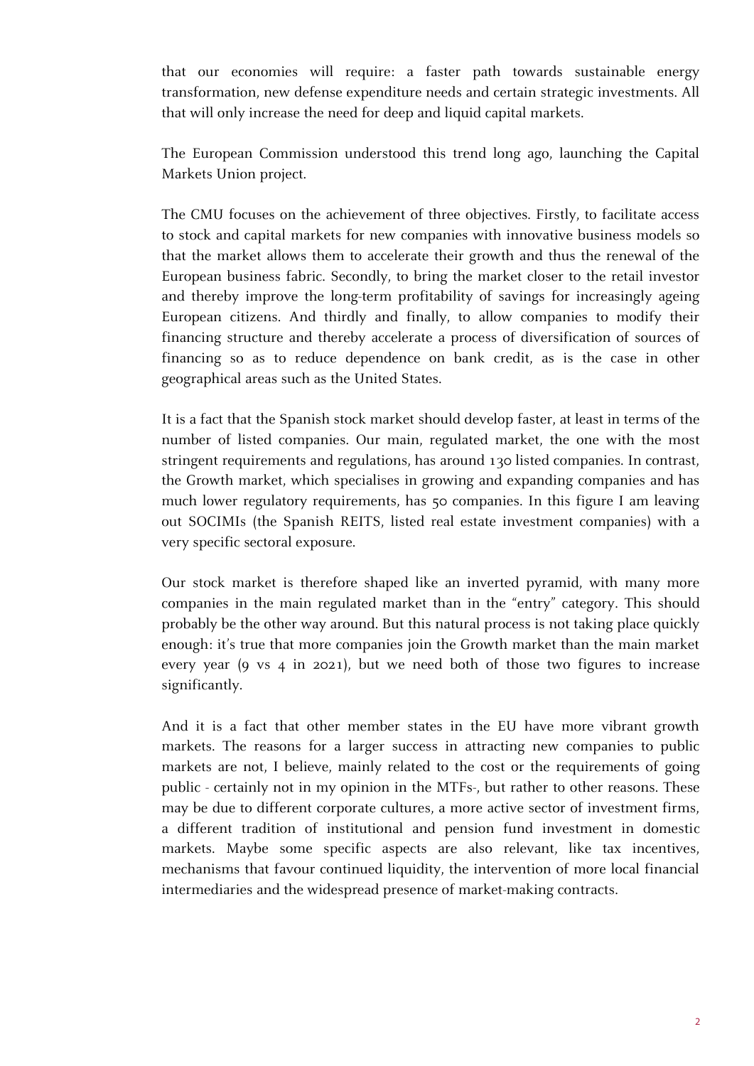that our economies will require: a faster path towards sustainable energy transformation, new defense expenditure needs and certain strategic investments. All that will only increase the need for deep and liquid capital markets.

The European Commission understood this trend long ago, launching the Capital Markets Union project.

The CMU focuses on the achievement of three objectives. Firstly, to facilitate access to stock and capital markets for new companies with innovative business models so that the market allows them to accelerate their growth and thus the renewal of the European business fabric. Secondly, to bring the market closer to the retail investor and thereby improve the long-term profitability of savings for increasingly ageing European citizens. And thirdly and finally, to allow companies to modify their financing structure and thereby accelerate a process of diversification of sources of financing so as to reduce dependence on bank credit, as is the case in other geographical areas such as the United States.

It is a fact that the Spanish stock market should develop faster, at least in terms of the number of listed companies. Our main, regulated market, the one with the most stringent requirements and regulations, has around 130 listed companies. In contrast, the Growth market, which specialises in growing and expanding companies and has much lower regulatory requirements, has 50 companies. In this figure I am leaving out SOCIMIs (the Spanish REITS, listed real estate investment companies) with a very specific sectoral exposure.

Our stock market is therefore shaped like an inverted pyramid, with many more companies in the main regulated market than in the "entry" category. This should probably be the other way around. But this natural process is not taking place quickly enough: it's true that more companies join the Growth market than the main market every year (9 vs 4 in 2021), but we need both of those two figures to increase significantly.

And it is a fact that other member states in the EU have more vibrant growth markets. The reasons for a larger success in attracting new companies to public markets are not, I believe, mainly related to the cost or the requirements of going public - certainly not in my opinion in the MTFs-, but rather to other reasons. These may be due to different corporate cultures, a more active sector of investment firms, a different tradition of institutional and pension fund investment in domestic markets. Maybe some specific aspects are also relevant, like tax incentives, mechanisms that favour continued liquidity, the intervention of more local financial intermediaries and the widespread presence of market-making contracts.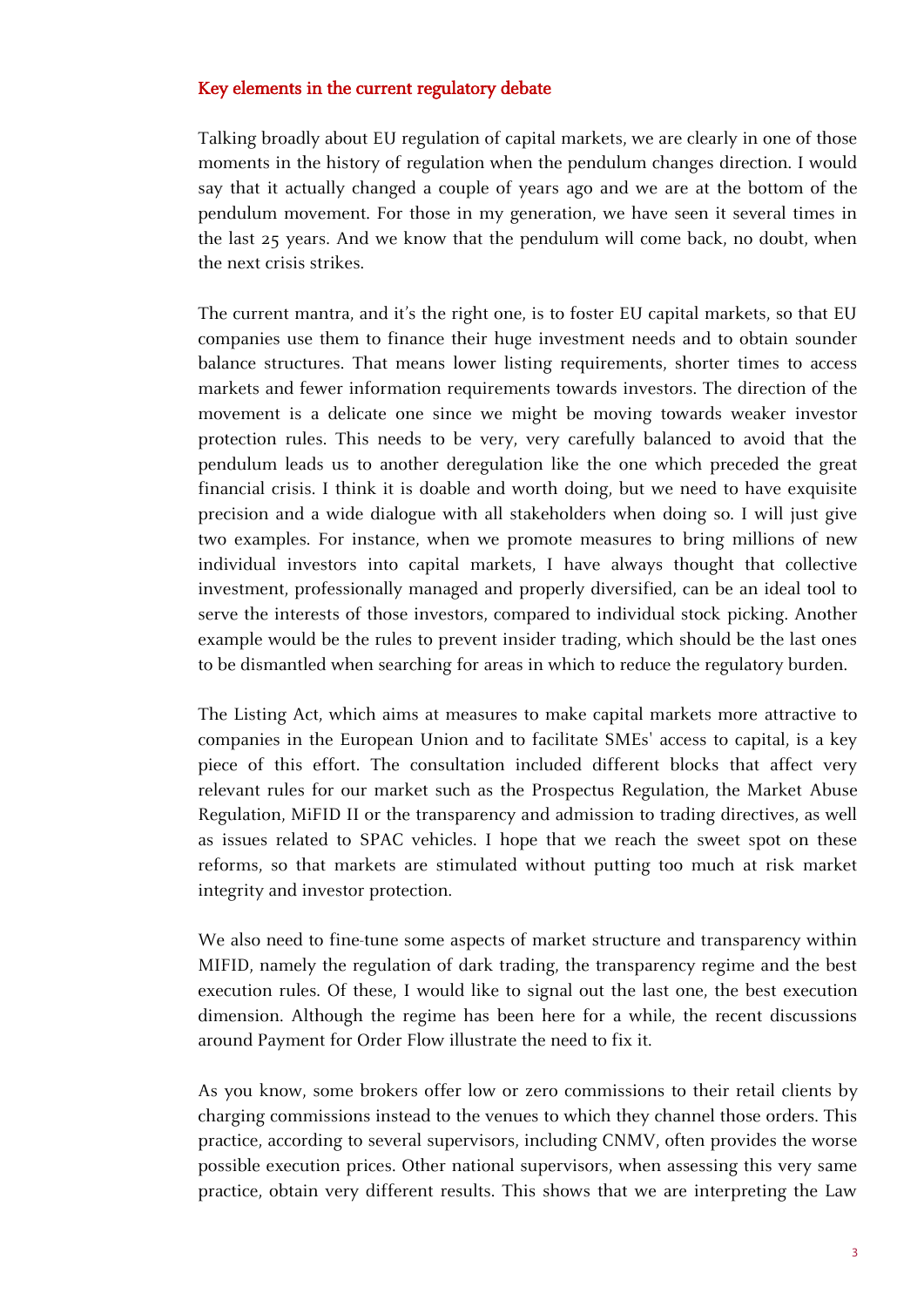## Key elements in the current regulatory debate

Talking broadly about EU regulation of capital markets, we are clearly in one of those moments in the history of regulation when the pendulum changes direction. I would say that it actually changed a couple of years ago and we are at the bottom of the pendulum movement. For those in my generation, we have seen it several times in the last 25 years. And we know that the pendulum will come back, no doubt, when the next crisis strikes.

The current mantra, and it's the right one, is to foster EU capital markets, so that EU companies use them to finance their huge investment needs and to obtain sounder balance structures. That means lower listing requirements, shorter times to access markets and fewer information requirements towards investors. The direction of the movement is a delicate one since we might be moving towards weaker investor protection rules. This needs to be very, very carefully balanced to avoid that the pendulum leads us to another deregulation like the one which preceded the great financial crisis. I think it is doable and worth doing, but we need to have exquisite precision and a wide dialogue with all stakeholders when doing so. I will just give two examples. For instance, when we promote measures to bring millions of new individual investors into capital markets, I have always thought that collective investment, professionally managed and properly diversified, can be an ideal tool to serve the interests of those investors, compared to individual stock picking. Another example would be the rules to prevent insider trading, which should be the last ones to be dismantled when searching for areas in which to reduce the regulatory burden.

The Listing Act, which aims at measures to make capital markets more attractive to companies in the European Union and to facilitate SMEs' access to capital, is a key piece of this effort. The consultation included different blocks that affect very relevant rules for our market such as the Prospectus Regulation, the Market Abuse Regulation, MiFID II or the transparency and admission to trading directives, as well as issues related to SPAC vehicles. I hope that we reach the sweet spot on these reforms, so that markets are stimulated without putting too much at risk market integrity and investor protection.

We also need to fine-tune some aspects of market structure and transparency within MIFID, namely the regulation of dark trading, the transparency regime and the best execution rules. Of these, I would like to signal out the last one, the best execution dimension. Although the regime has been here for a while, the recent discussions around Payment for Order Flow illustrate the need to fix it.

As you know, some brokers offer low or zero commissions to their retail clients by charging commissions instead to the venues to which they channel those orders. This practice, according to several supervisors, including CNMV, often provides the worse possible execution prices. Other national supervisors, when assessing this very same practice, obtain very different results. This shows that we are interpreting the Law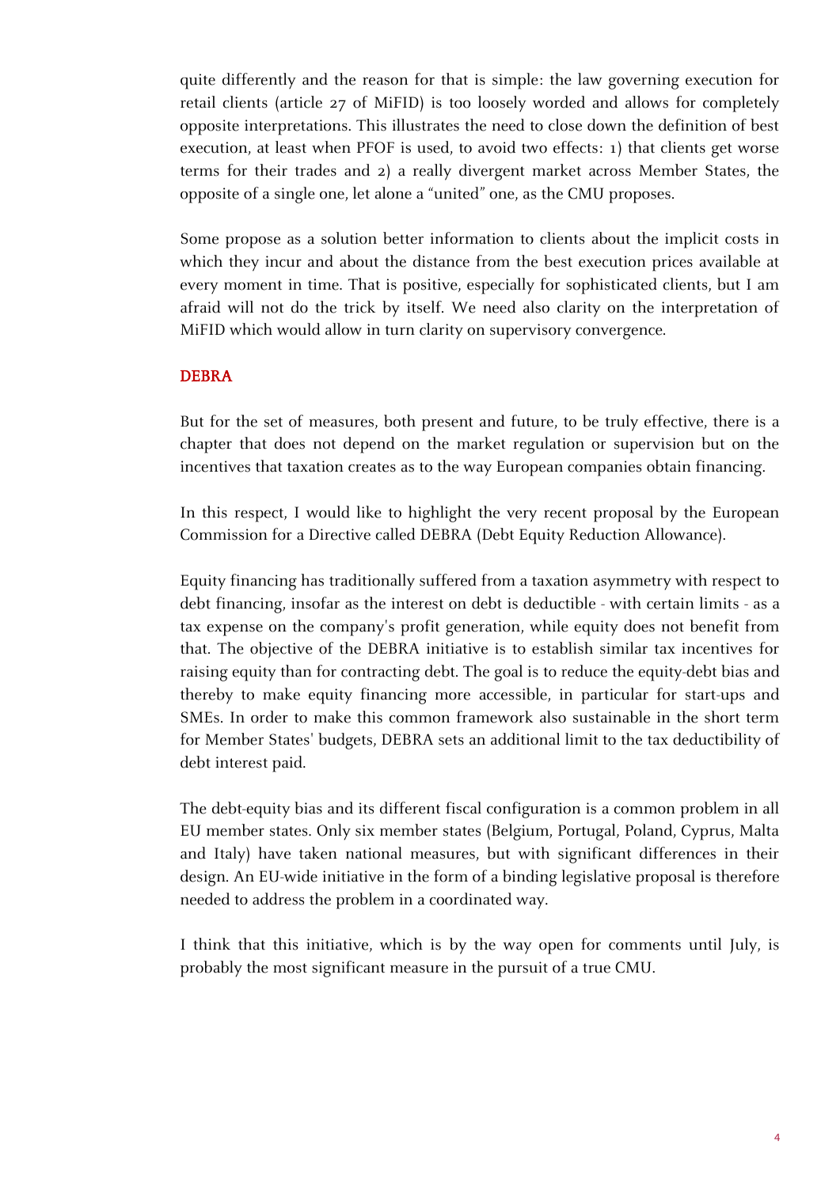quite differently and the reason for that is simple: the law governing execution for retail clients (article 27 of MiFID) is too loosely worded and allows for completely opposite interpretations. This illustrates the need to close down the definition of best execution, at least when PFOF is used, to avoid two effects: 1) that clients get worse terms for their trades and 2) a really divergent market across Member States, the opposite of a single one, let alone a "united" one, as the CMU proposes.

Some propose as a solution better information to clients about the implicit costs in which they incur and about the distance from the best execution prices available at every moment in time. That is positive, especially for sophisticated clients, but I am afraid will not do the trick by itself. We need also clarity on the interpretation of MiFID which would allow in turn clarity on supervisory convergence.

## DEBRA

But for the set of measures, both present and future, to be truly effective, there is a chapter that does not depend on the market regulation or supervision but on the incentives that taxation creates as to the way European companies obtain financing.

In this respect, I would like to highlight the very recent proposal by the European Commission for a Directive called DEBRA (Debt Equity Reduction Allowance).

Equity financing has traditionally suffered from a taxation asymmetry with respect to debt financing, insofar as the interest on debt is deductible - with certain limits - as a tax expense on the company's profit generation, while equity does not benefit from that. The objective of the DEBRA initiative is to establish similar tax incentives for raising equity than for contracting debt. The goal is to reduce the equity-debt bias and thereby to make equity financing more accessible, in particular for start-ups and SMEs. In order to make this common framework also sustainable in the short term for Member States' budgets, DEBRA sets an additional limit to the tax deductibility of debt interest paid.

The debt-equity bias and its different fiscal configuration is a common problem in all EU member states. Only six member states (Belgium, Portugal, Poland, Cyprus, Malta and Italy) have taken national measures, but with significant differences in their design. An EU-wide initiative in the form of a binding legislative proposal is therefore needed to address the problem in a coordinated way.

I think that this initiative, which is by the way open for comments until July, is probably the most significant measure in the pursuit of a true CMU.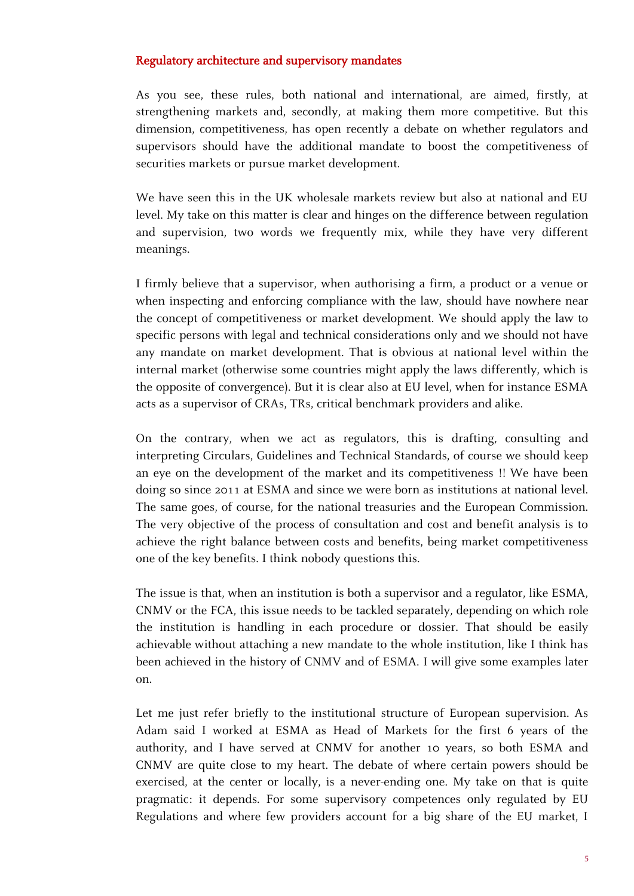## Regulatory architecture and supervisory mandates

As you see, these rules, both national and international, are aimed, firstly, at strengthening markets and, secondly, at making them more competitive. But this dimension, competitiveness, has open recently a debate on whether regulators and supervisors should have the additional mandate to boost the competitiveness of securities markets or pursue market development.

We have seen this in the UK wholesale markets review but also at national and EU level. My take on this matter is clear and hinges on the difference between regulation and supervision, two words we frequently mix, while they have very different meanings.

I firmly believe that a supervisor, when authorising a firm, a product or a venue or when inspecting and enforcing compliance with the law, should have nowhere near the concept of competitiveness or market development. We should apply the law to specific persons with legal and technical considerations only and we should not have any mandate on market development. That is obvious at national level within the internal market (otherwise some countries might apply the laws differently, which is the opposite of convergence). But it is clear also at EU level, when for instance ESMA acts as a supervisor of CRAs, TRs, critical benchmark providers and alike.

On the contrary, when we act as regulators, this is drafting, consulting and interpreting Circulars, Guidelines and Technical Standards, of course we should keep an eye on the development of the market and its competitiveness !! We have been doing so since 2011 at ESMA and since we were born as institutions at national level. The same goes, of course, for the national treasuries and the European Commission. The very objective of the process of consultation and cost and benefit analysis is to achieve the right balance between costs and benefits, being market competitiveness one of the key benefits. I think nobody questions this.

The issue is that, when an institution is both a supervisor and a regulator, like ESMA, CNMV or the FCA, this issue needs to be tackled separately, depending on which role the institution is handling in each procedure or dossier. That should be easily achievable without attaching a new mandate to the whole institution, like I think has been achieved in the history of CNMV and of ESMA. I will give some examples later on.

Let me just refer briefly to the institutional structure of European supervision. As Adam said I worked at ESMA as Head of Markets for the first 6 years of the authority, and I have served at CNMV for another 10 years, so both ESMA and CNMV are quite close to my heart. The debate of where certain powers should be exercised, at the center or locally, is a never-ending one. My take on that is quite pragmatic: it depends. For some supervisory competences only regulated by EU Regulations and where few providers account for a big share of the EU market, I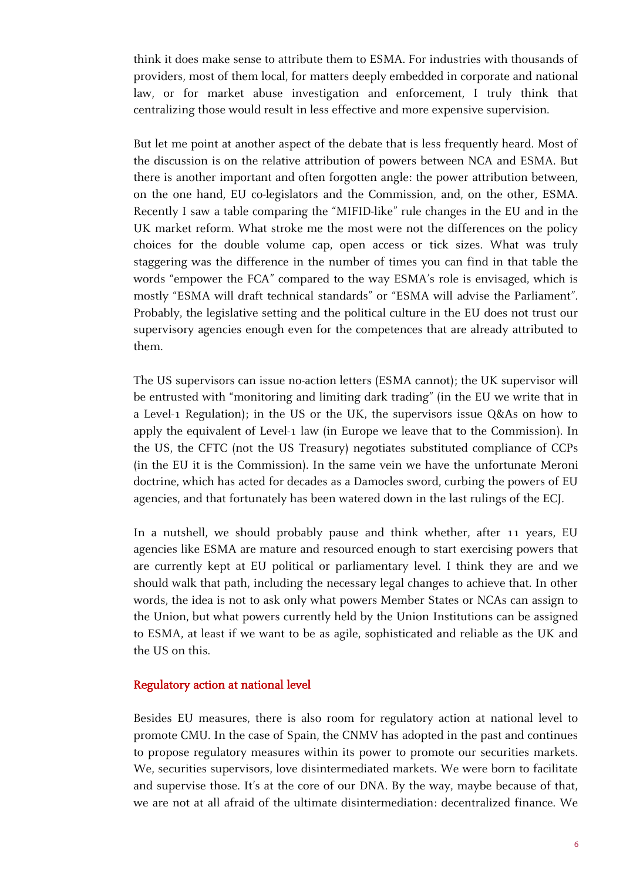think it does make sense to attribute them to ESMA. For industries with thousands of providers, most of them local, for matters deeply embedded in corporate and national law, or for market abuse investigation and enforcement, I truly think that centralizing those would result in less effective and more expensive supervision.

But let me point at another aspect of the debate that is less frequently heard. Most of the discussion is on the relative attribution of powers between NCA and ESMA. But there is another important and often forgotten angle: the power attribution between, on the one hand, EU co-legislators and the Commission, and, on the other, ESMA. Recently I saw a table comparing the "MIFID-like" rule changes in the EU and in the UK market reform. What stroke me the most were not the differences on the policy choices for the double volume cap, open access or tick sizes. What was truly staggering was the difference in the number of times you can find in that table the words "empower the FCA" compared to the way ESMA's role is envisaged, which is mostly "ESMA will draft technical standards" or "ESMA will advise the Parliament". Probably, the legislative setting and the political culture in the EU does not trust our supervisory agencies enough even for the competences that are already attributed to them.

The US supervisors can issue no-action letters (ESMA cannot); the UK supervisor will be entrusted with "monitoring and limiting dark trading" (in the EU we write that in a Level-1 Regulation); in the US or the UK, the supervisors issue Q&As on how to apply the equivalent of Level-1 law (in Europe we leave that to the Commission). In the US, the CFTC (not the US Treasury) negotiates substituted compliance of CCPs (in the EU it is the Commission). In the same vein we have the unfortunate Meroni doctrine, which has acted for decades as a Damocles sword, curbing the powers of EU agencies, and that fortunately has been watered down in the last rulings of the ECJ.

In a nutshell, we should probably pause and think whether, after 11 years, EU agencies like ESMA are mature and resourced enough to start exercising powers that are currently kept at EU political or parliamentary level. I think they are and we should walk that path, including the necessary legal changes to achieve that. In other words, the idea is not to ask only what powers Member States or NCAs can assign to the Union, but what powers currently held by the Union Institutions can be assigned to ESMA, at least if we want to be as agile, sophisticated and reliable as the UK and the US on this.

## Regulatory action at national level

Besides EU measures, there is also room for regulatory action at national level to promote CMU. In the case of Spain, the CNMV has adopted in the past and continues to propose regulatory measures within its power to promote our securities markets. We, securities supervisors, love disintermediated markets. We were born to facilitate and supervise those. It's at the core of our DNA. By the way, maybe because of that, we are not at all afraid of the ultimate disintermediation: decentralized finance. We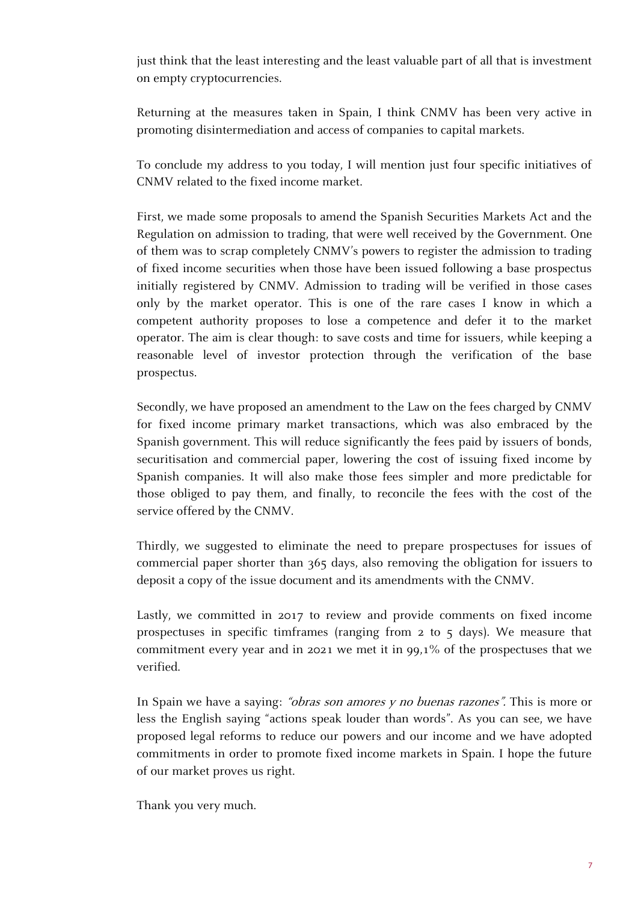just think that the least interesting and the least valuable part of all that is investment on empty cryptocurrencies.

Returning at the measures taken in Spain, I think CNMV has been very active in promoting disintermediation and access of companies to capital markets.

To conclude my address to you today, I will mention just four specific initiatives of CNMV related to the fixed income market.

First, we made some proposals to amend the Spanish Securities Markets Act and the Regulation on admission to trading, that were well received by the Government. One of them was to scrap completely CNMV's powers to register the admission to trading of fixed income securities when those have been issued following a base prospectus initially registered by CNMV. Admission to trading will be verified in those cases only by the market operator. This is one of the rare cases I know in which a competent authority proposes to lose a competence and defer it to the market operator. The aim is clear though: to save costs and time for issuers, while keeping a reasonable level of investor protection through the verification of the base prospectus.

Secondly, we have proposed an amendment to the Law on the fees charged by CNMV for fixed income primary market transactions, which was also embraced by the Spanish government. This will reduce significantly the fees paid by issuers of bonds, securitisation and commercial paper, lowering the cost of issuing fixed income by Spanish companies. It will also make those fees simpler and more predictable for those obliged to pay them, and finally, to reconcile the fees with the cost of the service offered by the CNMV.

Thirdly, we suggested to eliminate the need to prepare prospectuses for issues of commercial paper shorter than 365 days, also removing the obligation for issuers to deposit a copy of the issue document and its amendments with the CNMV.

Lastly, we committed in 2017 to review and provide comments on fixed income prospectuses in specific timframes (ranging from 2 to 5 days). We measure that commitment every year and in 2021 we met it in 99,1% of the prospectuses that we verified.

In Spain we have a saying: *"obras son amores y no buenas razones"*. This is more or less the English saying "actions speak louder than words". As you can see, we have proposed legal reforms to reduce our powers and our income and we have adopted commitments in order to promote fixed income markets in Spain. I hope the future of our market proves us right.

Thank you very much.